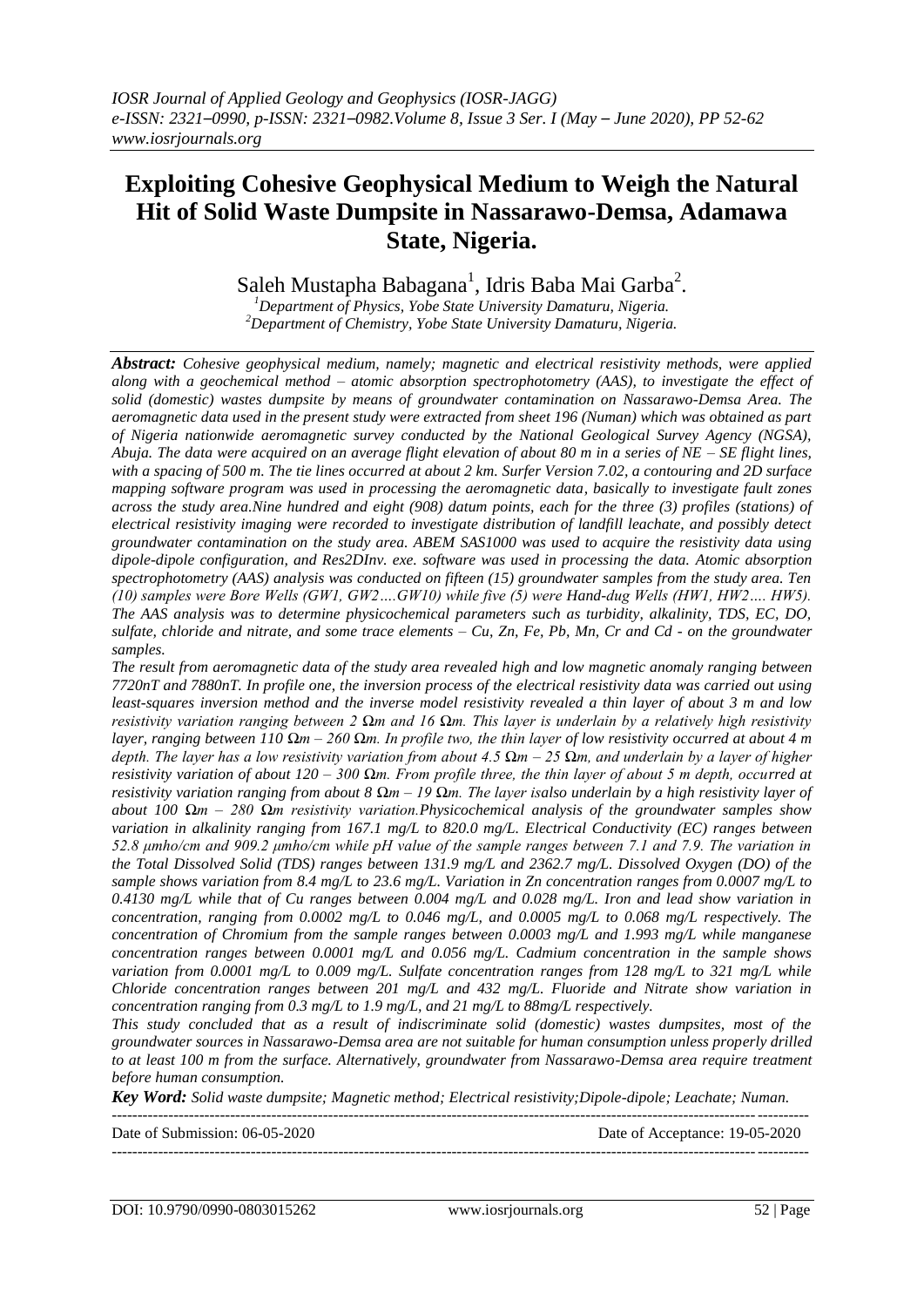# Exploiting Cohesive Geophysical Medium to Weigh the Natural Hit of Solid Waste Dumpsite in Nassarawo-Demsa, Adamawa State, Nigeria.

Saleh Mustapha Babagana[1], Idris Baba Mai Garba[2].

[1]Department of Physics, Yobe State University Damaturu, Nigeria.
[2]Department of Chemistry, Yobe State University Damaturu, Nigeria.

***Abstract:*** *Cohesive geophysical medium, namely; magnetic and electrical resistivity methods, were applied along with a geochemical method – atomic absorption spectrophotometry (AAS), to investigate the effect of solid (domestic) wastes dumpsite by means of groundwater contamination on Nassarawo-Demsa Area. The aeromagnetic data used in the present study were extracted from sheet 196 (Numan) which was obtained as part of Nigeria nationwide aeromagnetic survey conducted by the National Geological Survey Agency (NGSA), Abuja. The data were acquired on an average flight elevation of about 80 m in a series of NE – SE flight lines, with a spacing of 500 m. The tie lines occurred at about 2 km. Surfer Version 7.02, a contouring and 2D surface mapping software program was used in processing the aeromagnetic data, basically to investigate fault zones across the study area.Nine hundred and eight (908) datum points, each for the three (3) profiles (stations) of electrical resistivity imaging were recorded to investigate distribution of landfill leachate, and possibly detect groundwater contamination on the study area. ABEM SAS1000 was used to acquire the resistivity data using dipole-dipole configuration, and Res2DInv. exe. software was used in processing the data. Atomic absorption spectrophotometry (AAS) analysis was conducted on fifteen (15) groundwater samples from the study area. Ten (10) samples were Bore Wells (GW1, GW2….GW10) while five (5) were Hand-dug Wells (HW1, HW2…. HW5). The AAS analysis was to determine physicochemical parameters such as turbidity, alkalinity, TDS, EC, DO, sulfate, chloride and nitrate, and some trace elements – Cu, Zn, Fe, Pb, Mn, Cr and Cd - on the groundwater samples.*

*The result from aeromagnetic data of the study area revealed high and low magnetic anomaly ranging between 7720nT and 7880nT. In profile one, the inversion process of the electrical resistivity data was carried out using least-squares inversion method and the inverse model resistivity revealed a thin layer of about 3 m and low resistivity variation ranging between 2 Ωm and 16 Ωm. This layer is underlain by a relatively high resistivity layer, ranging between 110 Ωm – 260 Ωm. In profile two, the thin layer of low resistivity occurred at about 4 m depth. The layer has a low resistivity variation from about 4.5 Ωm – 25 Ωm, and underlain by a layer of higher resistivity variation of about 120 – 300 Ωm. From profile three, the thin layer of about 5 m depth, occurred at resistivity variation ranging from about 8 Ωm – 19 Ωm. The layer isalso underlain by a high resistivity layer of about 100 Ωm – 280 Ωm resistivity variation.Physicochemical analysis of the groundwater samples show variation in alkalinity ranging from 167.1 mg/L to 820.0 mg/L. Electrical Conductivity (EC) ranges between 52.8 μmho/cm and 909.2 μmho/cm while pH value of the sample ranges between 7.1 and 7.9. The variation in the Total Dissolved Solid (TDS) ranges between 131.9 mg/L and 2362.7 mg/L. Dissolved Oxygen (DO) of the sample shows variation from 8.4 mg/L to 23.6 mg/L. Variation in Zn concentration ranges from 0.0007 mg/L to 0.4130 mg/L while that of Cu ranges between 0.004 mg/L and 0.028 mg/L. Iron and lead show variation in concentration, ranging from 0.0002 mg/L to 0.046 mg/L, and 0.0005 mg/L to 0.068 mg/L respectively. The concentration of Chromium from the sample ranges between 0.0003 mg/L and 1.993 mg/L while manganese concentration ranges between 0.0001 mg/L and 0.056 mg/L. Cadmium concentration in the sample shows variation from 0.0001 mg/L to 0.009 mg/L. Sulfate concentration ranges from 128 mg/L to 321 mg/L while Chloride concentration ranges between 201 mg/L and 432 mg/L. Fluoride and Nitrate show variation in concentration ranging from 0.3 mg/L to 1.9 mg/L, and 21 mg/L to 88mg/L respectively.*

*This study concluded that as a result of indiscriminate solid (domestic) wastes dumpsites, most of the groundwater sources in Nassarawo-Demsa area are not suitable for human consumption unless properly drilled to at least 100 m from the surface. Alternatively, groundwater from Nassarawo-Demsa area require treatment before human consumption.*

***Key Word:*** *Solid waste dumpsite; Magnetic method; Electrical resistivity;Dipole-dipole; Leachate; Numan.*

---

Date of Submission: 06-05-2020 Date of Acceptance: 19-05-2020

---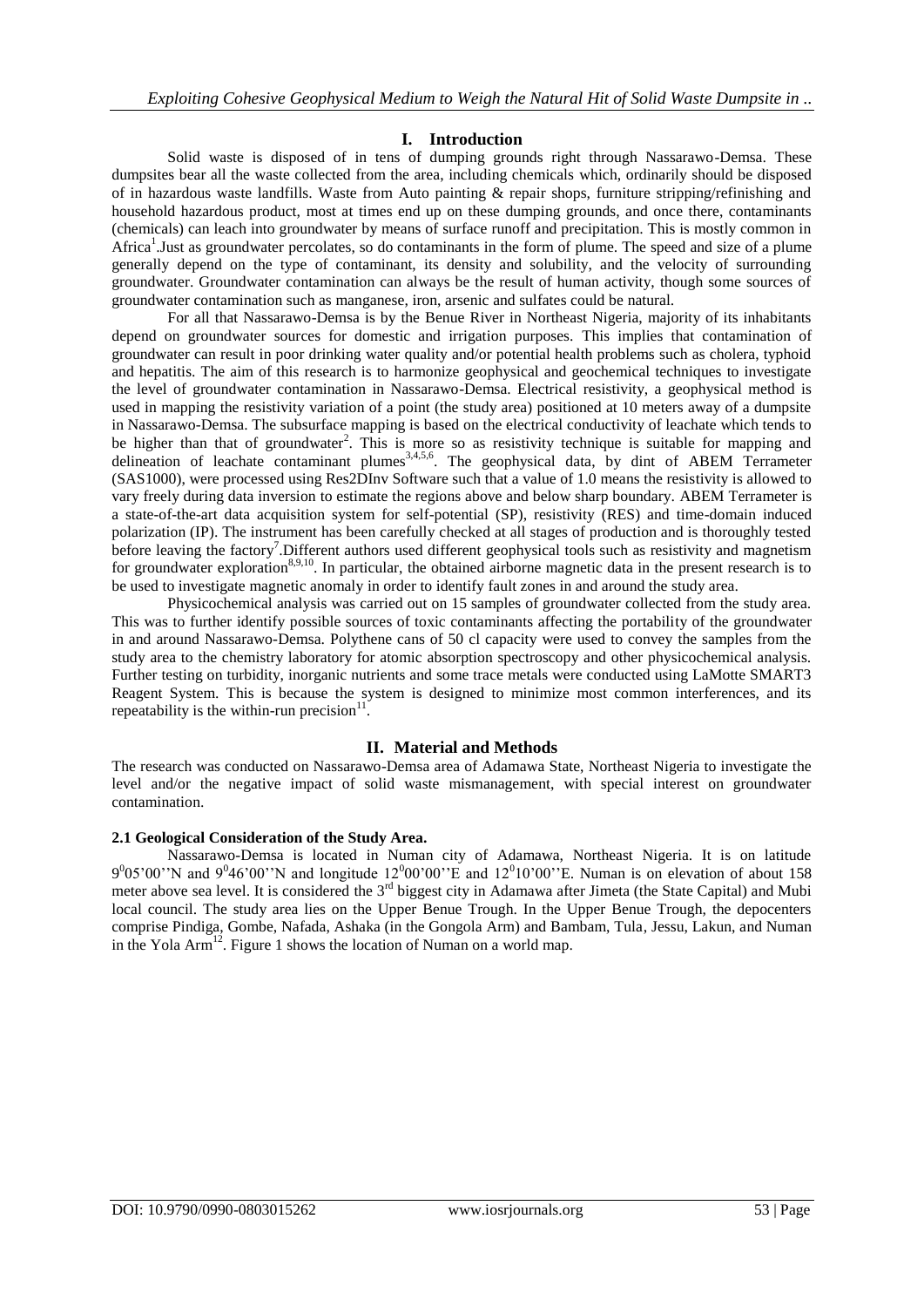## I. Introduction

Solid waste is disposed of in tens of dumping grounds right through Nassarawo-Demsa. These dumpsites bear all the waste collected from the area, including chemicals which, ordinarily should be disposed of in hazardous waste landfills. Waste from Auto painting & repair shops, furniture stripping/refinishing and household hazardous product, most at times end up on these dumping grounds, and once there, contaminants (chemicals) can leach into groundwater by means of surface runoff and precipitation. This is mostly common in Africa[1].Just as groundwater percolates, so do contaminants in the form of plume. The speed and size of a plume generally depend on the type of contaminant, its density and solubility, and the velocity of surrounding groundwater. Groundwater contamination can always be the result of human activity, though some sources of groundwater contamination such as manganese, iron, arsenic and sulfates could be natural.

For all that Nassarawo-Demsa is by the Benue River in Northeast Nigeria, majority of its inhabitants depend on groundwater sources for domestic and irrigation purposes. This implies that contamination of groundwater can result in poor drinking water quality and/or potential health problems such as cholera, typhoid and hepatitis. The aim of this research is to harmonize geophysical and geochemical techniques to investigate the level of groundwater contamination in Nassarawo-Demsa. Electrical resistivity, a geophysical method is used in mapping the resistivity variation of a point (the study area) positioned at 10 meters away of a dumpsite in Nassarawo-Demsa. The subsurface mapping is based on the electrical conductivity of leachate which tends to be higher than that of groundwater[2]. This is more so as resistivity technique is suitable for mapping and delineation of leachate contaminant plumes[3,4,5,6]. The geophysical data, by dint of ABEM Terrameter (SAS1000), were processed using Res2DInv Software such that a value of 1.0 means the resistivity is allowed to vary freely during data inversion to estimate the regions above and below sharp boundary. ABEM Terrameter is a state-of-the-art data acquisition system for self-potential (SP), resistivity (RES) and time-domain induced polarization (IP). The instrument has been carefully checked at all stages of production and is thoroughly tested before leaving the factory[7].Different authors used different geophysical tools such as resistivity and magnetism for groundwater exploration[8,9,10]. In particular, the obtained airborne magnetic data in the present research is to be used to investigate magnetic anomaly in order to identify fault zones in and around the study area.

Physicochemical analysis was carried out on 15 samples of groundwater collected from the study area. This was to further identify possible sources of toxic contaminants affecting the portability of the groundwater in and around Nassarawo-Demsa. Polythene cans of 50 cl capacity were used to convey the samples from the study area to the chemistry laboratory for atomic absorption spectroscopy and other physicochemical analysis. Further testing on turbidity, inorganic nutrients and some trace metals were conducted using LaMotte SMART3 Reagent System. This is because the system is designed to minimize most common interferences, and its repeatability is the within-run precision[11].

## II. Material and Methods

The research was conducted on Nassarawo-Demsa area of Adamawa State, Northeast Nigeria to investigate the level and/or the negative impact of solid waste mismanagement, with special interest on groundwater contamination.

### 2.1 Geological Consideration of the Study Area.

Nassarawo-Demsa is located in Numan city of Adamawa, Northeast Nigeria. It is on latitude $9^0$05''N and $9^0$46'00''N and longitude $12^0$00'00''E and $12^0$10'00''E. Numan is on elevation of about 158 meter above sea level. It is considered the 3rd biggest city in Adamawa after Jimeta (the State Capital) and Mubi local council. The study area lies on the Upper Benue Trough. In the Upper Benue Trough, the depocenters comprise Pindiga, Gombe, Nafada, Ashaka (in the Gongola Arm) and Bambam, Tula, Jessu, Lakun, and Numan in the Yola Arm[12]. Figure 1 shows the location of Numan on a world map.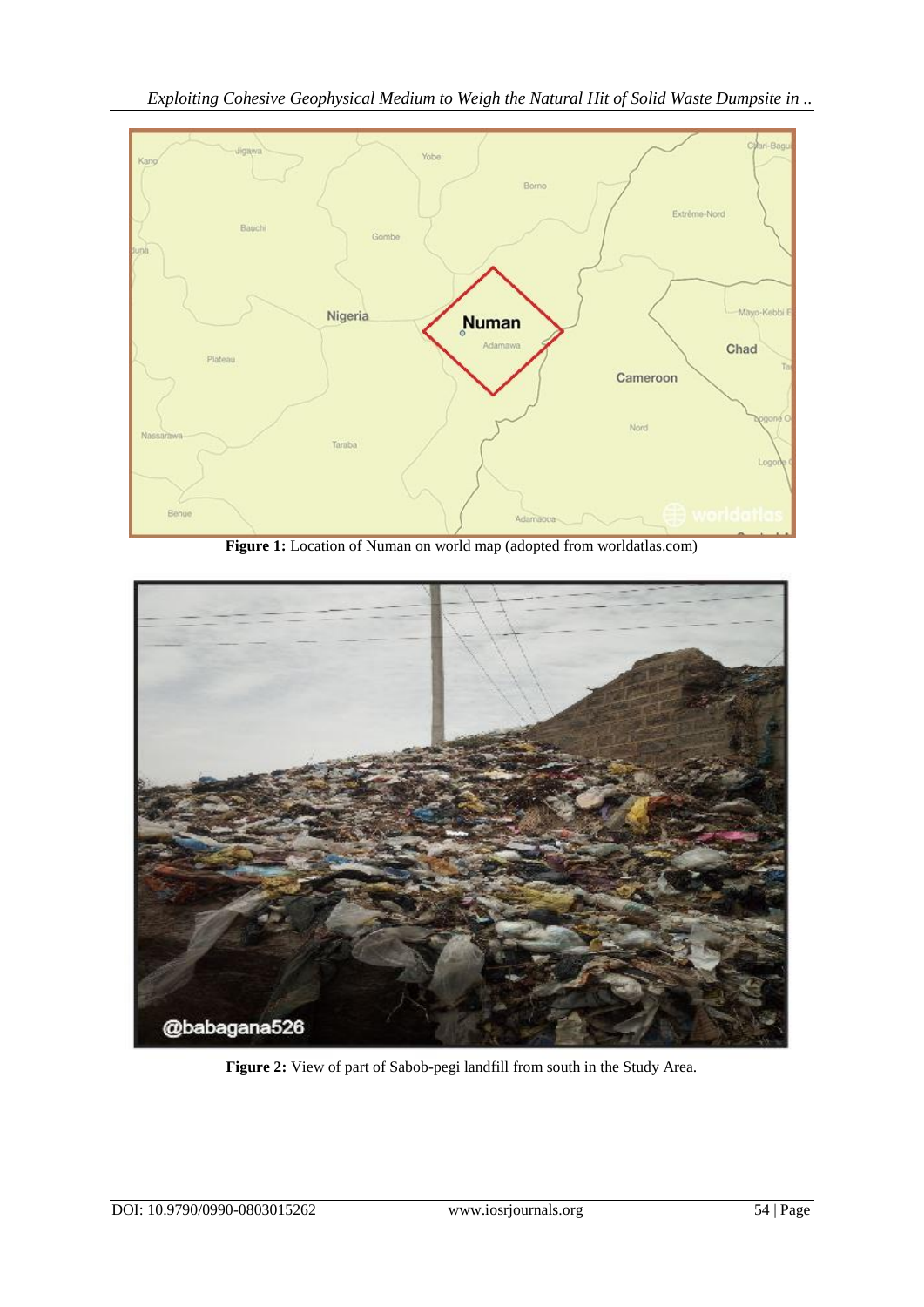**Figure 1:** Location of Numan on world map (adopted from worldatlas.com)

**Figure 2:** View of part of Sabob-pegi landfill from south in the Study Area.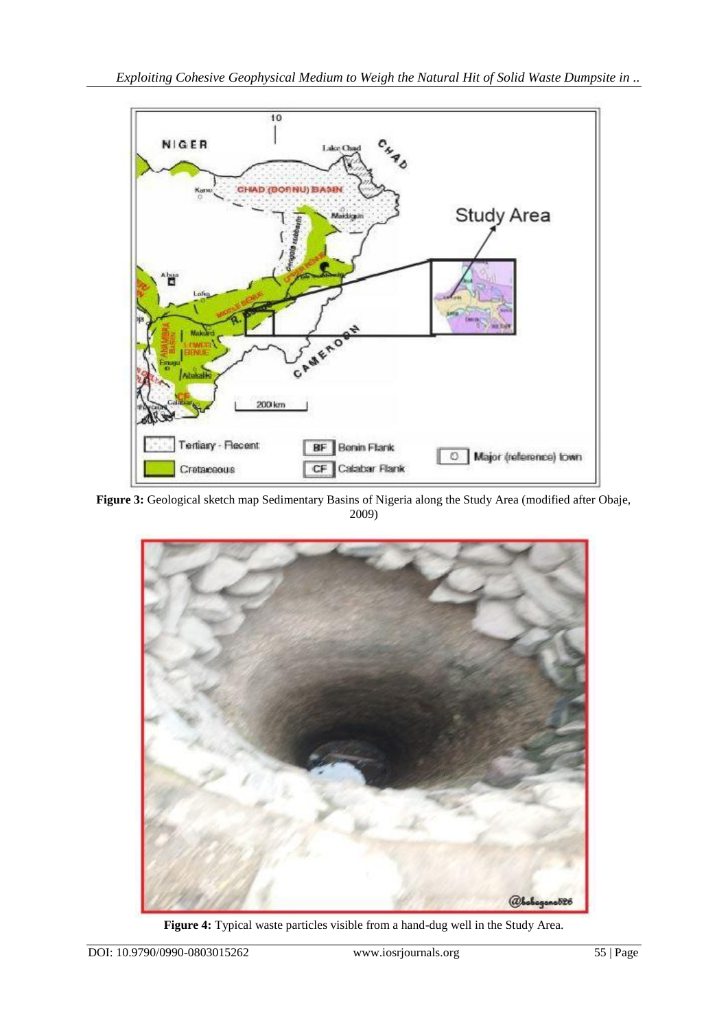**Figure 3:** Geological sketch map Sedimentary Basins of Nigeria along the Study Area (modified after Obaje, 2009)

**Figure 4:** Typical waste particles visible from a hand-dug well in the Study Area.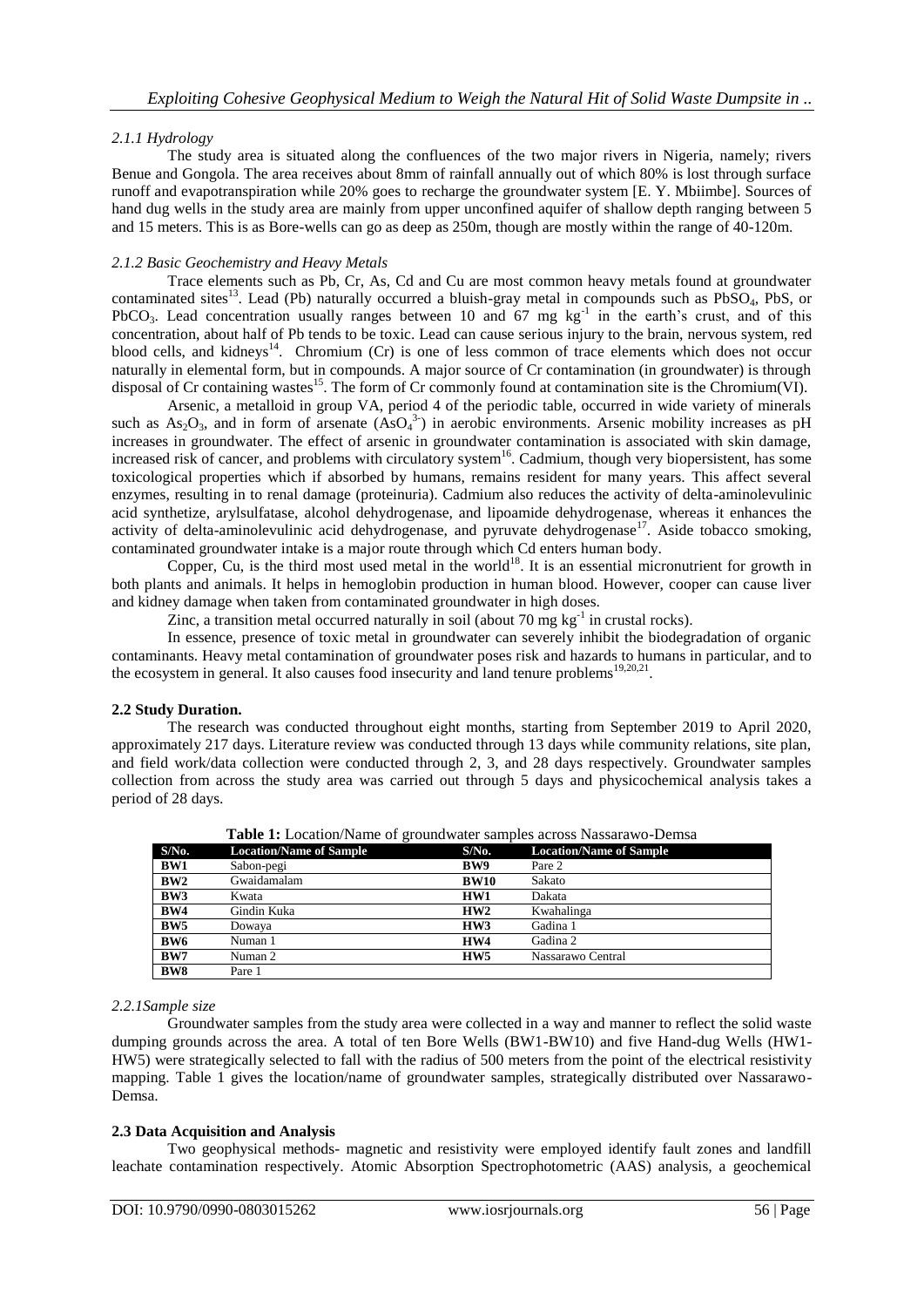### *2.1.1 Hydrology*

The study area is situated along the confluences of the two major rivers in Nigeria, namely; rivers Benue and Gongola. The area receives about 8mm of rainfall annually out of which 80% is lost through surface runoff and evapotranspiration while 20% goes to recharge the groundwater system [E. Y. Mbiimbe]. Sources of hand dug wells in the study area are mainly from upper unconfined aquifer of shallow depth ranging between 5 and 15 meters. This is as Bore-wells can go as deep as 250m, though are mostly within the range of 40-120m.

### *2.1.2 Basic Geochemistry and Heavy Metals*

Trace elements such as Pb, Cr, As, Cd and Cu are most common heavy metals found at groundwater contaminated sites[13]. Lead (Pb) naturally occurred a bluish-gray metal in compounds such as $PbSO_4$, PbS, or $PbCO_3$. Lead concentration usually ranges between 10 and 67 mg $kg^{-1}$ in the earth's crust, and of this concentration, about half of Pb tends to be toxic. Lead can cause serious injury to the brain, nervous system, red blood cells, and kidneys[14]. Chromium (Cr) is one of less common of trace elements which does not occur naturally in elemental form, but in compounds. A major source of Cr contamination (in groundwater) is through disposal of Cr containing wastes[15]. The form of Cr commonly found at contamination site is the Chromium(VI).

Arsenic, a metalloid in group VA, period 4 of the periodic table, occurred in wide variety of minerals such as $As_2O_3$, and in form of arsenate ($AsO_4^{3-}$) in aerobic environments. Arsenic mobility increases as pH increases in groundwater. The effect of arsenic in groundwater contamination is associated with skin damage, increased risk of cancer, and problems with circulatory system[16]. Cadmium, though very biopersistent, has some toxicological properties which if absorbed by humans, remains resident for many years. This affect several enzymes, resulting in to renal damage (proteinuria). Cadmium also reduces the activity of delta-aminolevulinic acid synthetize, arylsulfatase, alcohol dehydrogenase, and lipoamide dehydrogenase, whereas it enhances the activity of delta-aminolevulinic acid dehydrogenase, and pyruvate dehydrogenase[17]. Aside tobacco smoking, contaminated groundwater intake is a major route through which Cd enters human body.

Copper, Cu, is the third most used metal in the world[18]. It is an essential micronutrient for growth in both plants and animals. It helps in hemoglobin production in human blood. However, cooper can cause liver and kidney damage when taken from contaminated groundwater in high doses.

Zinc, a transition metal occurred naturally in soil (about 70 mg $kg^{-1}$ in crustal rocks).

In essence, presence of toxic metal in groundwater can severely inhibit the biodegradation of organic contaminants. Heavy metal contamination of groundwater poses risk and hazards to humans in particular, and to the ecosystem in general. It also causes food insecurity and land tenure problems[19,20,21].

## 2.2 Study Duration.

The research was conducted throughout eight months, starting from September 2019 to April 2020, approximately 217 days. Literature review was conducted through 13 days while community relations, site plan, and field work/data collection were conducted through 2, 3, and 28 days respectively. Groundwater samples collection from across the study area was carried out through 5 days and physicochemical analysis takes a period of 28 days.

**Table 1:** Location/Name of groundwater samples across Nassarawo-Demsa

| S/No. | Location/Name of Sample | S/No. | Location/Name of Sample |
|---|---|---|---|
| **BW1** | Sabon-pegi | **BW9** | Pare 2 |
| **BW2** | Gwaidamalam | **BW10** | Sakato |
| **BW3** | Kwata | **HW1** | Dakata |
| **BW4** | Gindin Kuka | **HW2** | Kwahalinga |
| **BW5** | Dowaya | **HW3** | Gadina 1 |
| **BW6** | Numan 1 | **HW4** | Gadina 2 |
| **BW7** | Numan 2 | **HW5** | Nassarawo Central |
| **BW8** | Pare 1 | | |

### *2.2.1Sample size*

Groundwater samples from the study area were collected in a way and manner to reflect the solid waste dumping grounds across the area. A total of ten Bore Wells (BW1-BW10) and five Hand-dug Wells (HW1-HW5) were strategically selected to fall with the radius of 500 meters from the point of the electrical resistivity mapping. Table 1 gives the location/name of groundwater samples, strategically distributed over Nassarawo-Demsa.

## 2.3 Data Acquisition and Analysis

Two geophysical methods- magnetic and resistivity were employed identify fault zones and landfill leachate contamination respectively. Atomic Absorption Spectrophotometric (AAS) analysis, a geochemical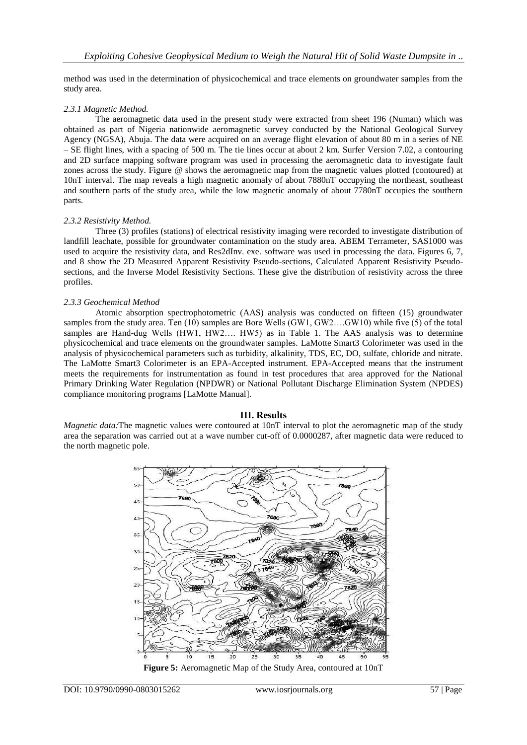method was used in the determination of physicochemical and trace elements on groundwater samples from the study area.

### *2.3.1 Magnetic Method.*

The aeromagnetic data used in the present study were extracted from sheet 196 (Numan) which was obtained as part of Nigeria nationwide aeromagnetic survey conducted by the National Geological Survey Agency (NGSA), Abuja. The data were acquired on an average flight elevation of about 80 m in a series of NE – SE flight lines, with a spacing of 500 m. The tie lines occur at about 2 km. Surfer Version 7.02, a contouring and 2D surface mapping software program was used in processing the aeromagnetic data to investigate fault zones across the study. Figure @ shows the aeromagnetic map from the magnetic values plotted (contoured) at 10nT interval. The map reveals a high magnetic anomaly of about 7880nT occupying the northeast, southeast and southern parts of the study area, while the low magnetic anomaly of about 7780nT occupies the southern parts.

### *2.3.2 Resistivity Method.*

Three (3) profiles (stations) of electrical resistivity imaging were recorded to investigate distribution of landfill leachate, possible for groundwater contamination on the study area. ABEM Terrameter, SAS1000 was used to acquire the resistivity data, and Res2dInv. exe. software was used in processing the data. Figures 6, 7, and 8 show the 2D Measured Apparent Resistivity Pseudo-sections, Calculated Apparent Resistivity Pseudo-sections, and the Inverse Model Resistivity Sections. These give the distribution of resistivity across the three profiles.

### *2.3.3 Geochemical Method*

Atomic absorption spectrophotometric (AAS) analysis was conducted on fifteen (15) groundwater samples from the study area. Ten (10) samples are Bore Wells (GW1, GW2….GW10) while five (5) of the total samples are Hand-dug Wells (HW1, HW2…. HW5) as in Table 1. The AAS analysis was to determine physicochemical and trace elements on the groundwater samples. LaMotte Smart3 Colorimeter was used in the analysis of physicochemical parameters such as turbidity, alkalinity, TDS, EC, DO, sulfate, chloride and nitrate. The LaMotte Smart3 Colorimeter is an EPA-Accepted instrument. EPA-Accepted means that the instrument meets the requirements for instrumentation as found in test procedures that area approved for the National Primary Drinking Water Regulation (NPDWR) or National Pollutant Discharge Elimination System (NPDES) compliance monitoring programs [LaMotte Manual].

## III. Results

*Magnetic data:*The magnetic values were contoured at 10nT interval to plot the aeromagnetic map of the study area the separation was carried out at a wave number cut-off of 0.0000287, after magnetic data were reduced to the north magnetic pole.

**Figure 5:** Aeromagnetic Map of the Study Area, contoured at 10nT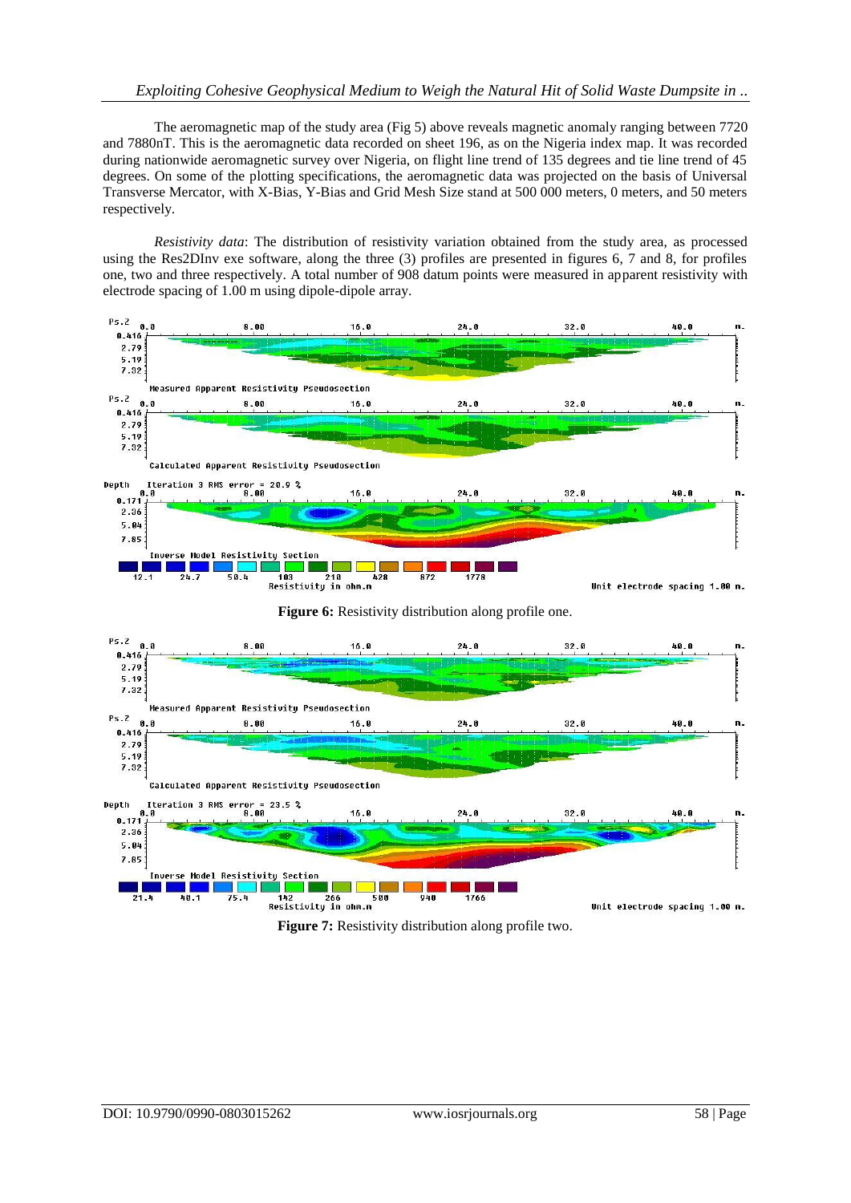The aeromagnetic map of the study area (Fig 5) above reveals magnetic anomaly ranging between 7720 and 7880nT. This is the aeromagnetic data recorded on sheet 196, as on the Nigeria index map. It was recorded during nationwide aeromagnetic survey over Nigeria, on flight line trend of 135 degrees and tie line trend of 45 degrees. On some of the plotting specifications, the aeromagnetic data was projected on the basis of Universal Transverse Mercator, with X-Bias, Y-Bias and Grid Mesh Size stand at 500 000 meters, 0 meters, and 50 meters respectively.

*Resistivity data*: The distribution of resistivity variation obtained from the study area, as processed using the Res2DInv exe software, along the three (3) profiles are presented in figures 6, 7 and 8, for profiles one, two and three respectively. A total number of 908 datum points were measured in apparent resistivity with electrode spacing of 1.00 m using dipole-dipole array.

**Figure 6:** Resistivity distribution along profile one.

**Figure 7:** Resistivity distribution along profile two.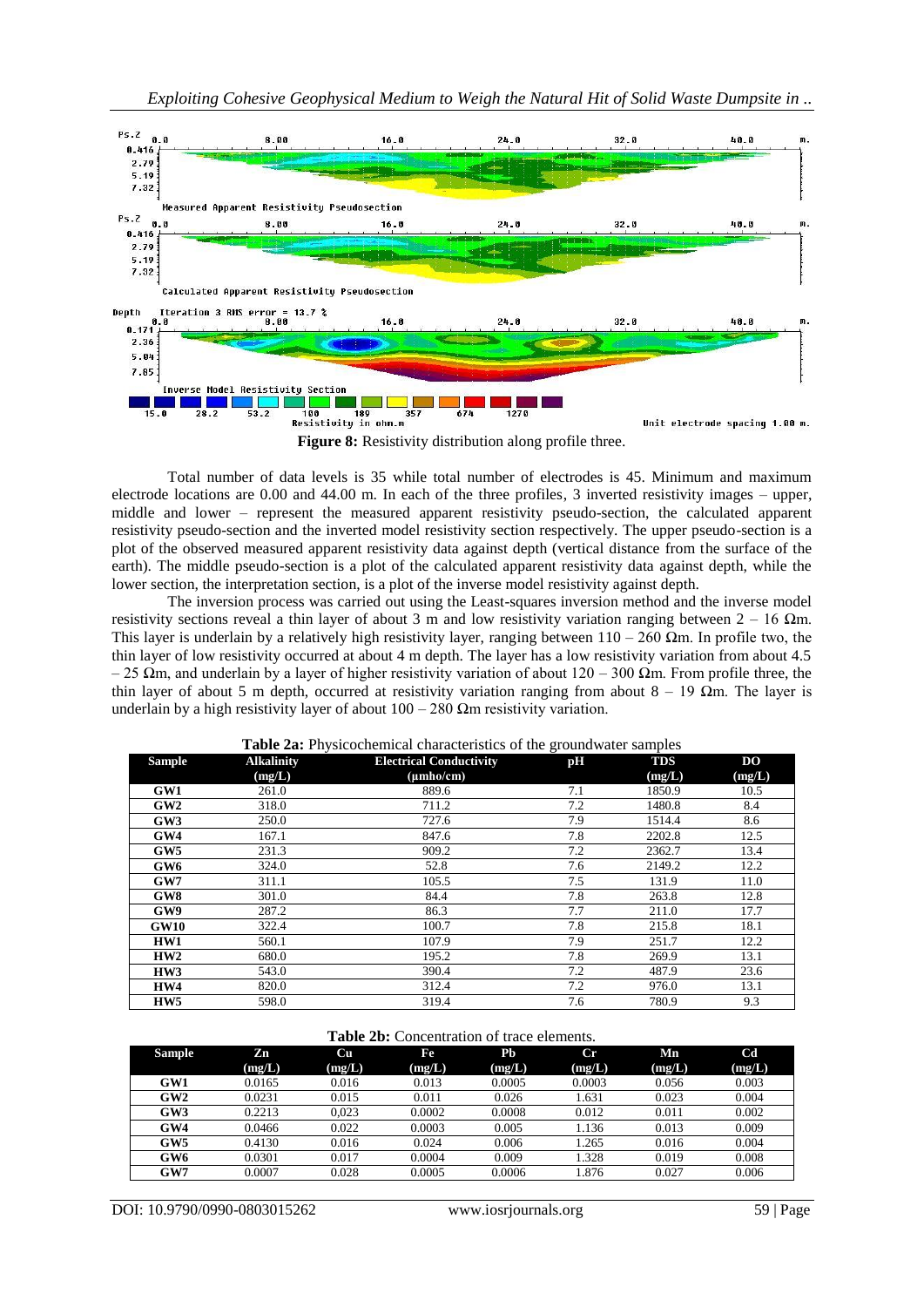**Figure 8:** Resistivity distribution along profile three.

Total number of data levels is 35 while total number of electrodes is 45. Minimum and maximum electrode locations are 0.00 and 44.00 m. In each of the three profiles, 3 inverted resistivity images – upper, middle and lower – represent the measured apparent resistivity pseudo-section, the calculated apparent resistivity pseudo-section and the inverted model resistivity section respectively. The upper pseudo-section is a plot of the observed measured apparent resistivity data against depth (vertical distance from the surface of the earth). The middle pseudo-section is a plot of the calculated apparent resistivity data against depth, while the lower section, the interpretation section, is a plot of the inverse model resistivity against depth.

The inversion process was carried out using the Least-squares inversion method and the inverse model resistivity sections reveal a thin layer of about 3 m and low resistivity variation ranging between 2 – 16 Ωm. This layer is underlain by a relatively high resistivity layer, ranging between 110 – 260 Ωm. In profile two, the thin layer of low resistivity occurred at about 4 m depth. The layer has a low resistivity variation from about 4.5 – 25 Ωm, and underlain by a layer of higher resistivity variation of about 120 – 300 Ωm. From profile three, the thin layer of about 5 m depth, occurred at resistivity variation ranging from about 8 – 19 Ωm. The layer is underlain by a high resistivity layer of about 100 – 280 Ωm resistivity variation.

**Table 2a:** Physicochemical characteristics of the groundwater samples

| Sample | Alkalinity (mg/L) | Electrical Conductivity (μmho/cm) | pH | TDS (mg/L) | DO (mg/L) |
|---|---|---|---|---|---|
| GW1 | 261.0 | 889.6 | 7.1 | 1850.9 | 10.5 |
| GW2 | 318.0 | 711.2 | 7.2 | 1480.8 | 8.4 |
| GW3 | 250.0 | 727.6 | 7.9 | 1514.4 | 8.6 |
| GW4 | 167.1 | 847.6 | 7.8 | 2202.8 | 12.5 |
| GW5 | 231.3 | 909.2 | 7.2 | 2362.7 | 13.4 |
| GW6 | 324.0 | 52.8 | 7.6 | 2149.2 | 12.2 |
| GW7 | 311.1 | 105.5 | 7.5 | 131.9 | 11.0 |
| GW8 | 301.0 | 84.4 | 7.8 | 263.8 | 12.8 |
| GW9 | 287.2 | 86.3 | 7.7 | 211.0 | 17.7 |
| GW10 | 322.4 | 100.7 | 7.8 | 215.8 | 18.1 |
| HW1 | 560.1 | 107.9 | 7.9 | 251.7 | 12.2 |
| HW2 | 680.0 | 195.2 | 7.8 | 269.9 | 13.1 |
| HW3 | 543.0 | 390.4 | 7.2 | 487.9 | 23.6 |
| HW4 | 820.0 | 312.4 | 7.2 | 976.0 | 13.1 |
| HW5 | 598.0 | 319.4 | 7.6 | 780.9 | 9.3 |

**Table 2b:** Concentration of trace elements.

| Sample | Zn (mg/L) | Cu (mg/L) | Fe (mg/L) | Pb (mg/L) | Cr (mg/L) | Mn (mg/L) | Cd (mg/L) |
|---|---|---|---|---|---|---|---|
| GW1 | 0.0165 | 0.016 | 0.013 | 0.0005 | 0.0003 | 0.056 | 0.003 |
| GW2 | 0.0231 | 0.015 | 0.011 | 0.026 | 1.631 | 0.023 | 0.004 |
| GW3 | 0.2213 | 0,023 | 0.0002 | 0.0008 | 0.012 | 0.011 | 0.002 |
| GW4 | 0.0466 | 0.022 | 0.0003 | 0.005 | 1.136 | 0.013 | 0.009 |
| GW5 | 0.4130 | 0.016 | 0.024 | 0.006 | 1.265 | 0.016 | 0.004 |
| GW6 | 0.0301 | 0.017 | 0.0004 | 0.009 | 1.328 | 0.019 | 0.008 |
| GW7 | 0.0007 | 0.028 | 0.0005 | 0.0006 | 1.876 | 0.027 | 0.006 |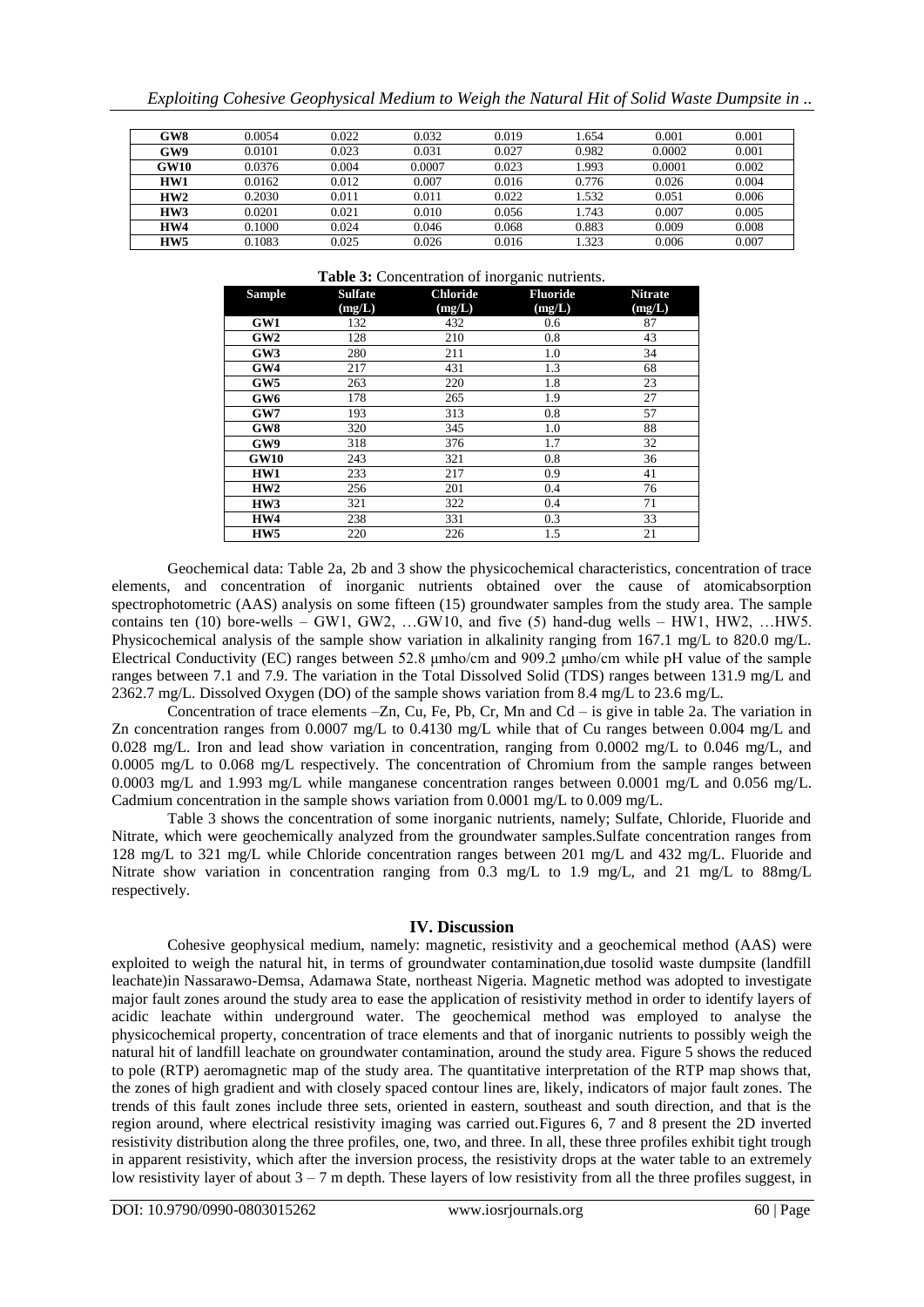| GW8 | 0.0054 | 0.022 | 0.032 | 0.019 | 1.654 | 0.001 | 0.001 |
|---|---|---|---|---|---|---|---|
| GW9 | 0.0101 | 0.023 | 0.031 | 0.027 | 0.982 | 0.0002 | 0.001 |
| GW10 | 0.0376 | 0.004 | 0.0007 | 0.023 | 1.993 | 0.0001 | 0.002 |
| HW1 | 0.0162 | 0.012 | 0.007 | 0.016 | 0.776 | 0.026 | 0.004 |
| HW2 | 0.2030 | 0.011 | 0.011 | 0.022 | 1.532 | 0.051 | 0.006 |
| HW3 | 0.0201 | 0.021 | 0.010 | 0.056 | 1.743 | 0.007 | 0.005 |
| HW4 | 0.1000 | 0.024 | 0.046 | 0.068 | 0.883 | 0.009 | 0.008 |
| HW5 | 0.1083 | 0.025 | 0.026 | 0.016 | 1.323 | 0.006 | 0.007 |

**Table 3:** Concentration of inorganic nutrients.

| Sample | Sulfate (mg/L) | Chloride (mg/L) | Fluoride (mg/L) | Nitrate (mg/L) |
|---|---|---|---|---|
| GW1 | 132 | 432 | 0.6 | 87 |
| GW2 | 128 | 210 | 0.8 | 43 |
| GW3 | 280 | 211 | 1.0 | 34 |
| GW4 | 217 | 431 | 1.3 | 68 |
| GW5 | 263 | 220 | 1.8 | 23 |
| GW6 | 178 | 265 | 1.9 | 27 |
| GW7 | 193 | 313 | 0.8 | 57 |
| GW8 | 320 | 345 | 1.0 | 88 |
| GW9 | 318 | 376 | 1.7 | 32 |
| GW10 | 243 | 321 | 0.8 | 36 |
| HW1 | 233 | 217 | 0.9 | 41 |
| HW2 | 256 | 201 | 0.4 | 76 |
| HW3 | 321 | 322 | 0.4 | 71 |
| HW4 | 238 | 331 | 0.3 | 33 |
| HW5 | 220 | 226 | 1.5 | 21 |

Geochemical data: Table 2a, 2b and 3 show the physicochemical characteristics, concentration of trace elements, and concentration of inorganic nutrients obtained over the cause of atomicabsorption spectrophotometric (AAS) analysis on some fifteen (15) groundwater samples from the study area. The sample contains ten (10) bore-wells – GW1, GW2, …GW10, and five (5) hand-dug wells – HW1, HW2, …HW5. Physicochemical analysis of the sample show variation in alkalinity ranging from 167.1 mg/L to 820.0 mg/L. Electrical Conductivity (EC) ranges between 52.8 μmho/cm and 909.2 μmho/cm while pH value of the sample ranges between 7.1 and 7.9. The variation in the Total Dissolved Solid (TDS) ranges between 131.9 mg/L and 2362.7 mg/L. Dissolved Oxygen (DO) of the sample shows variation from 8.4 mg/L to 23.6 mg/L.

Concentration of trace elements –Zn, Cu, Fe, Pb, Cr, Mn and Cd – is give in table 2a. The variation in Zn concentration ranges from 0.0007 mg/L to 0.4130 mg/L while that of Cu ranges between 0.004 mg/L and 0.028 mg/L. Iron and lead show variation in concentration, ranging from 0.0002 mg/L to 0.046 mg/L, and 0.0005 mg/L to 0.068 mg/L respectively. The concentration of Chromium from the sample ranges between 0.0003 mg/L and 1.993 mg/L while manganese concentration ranges between 0.0001 mg/L and 0.056 mg/L. Cadmium concentration in the sample shows variation from 0.0001 mg/L to 0.009 mg/L.

Table 3 shows the concentration of some inorganic nutrients, namely; Sulfate, Chloride, Fluoride and Nitrate, which were geochemically analyzed from the groundwater samples.Sulfate concentration ranges from 128 mg/L to 321 mg/L while Chloride concentration ranges between 201 mg/L and 432 mg/L. Fluoride and Nitrate show variation in concentration ranging from 0.3 mg/L to 1.9 mg/L, and 21 mg/L to 88mg/L respectively.

## IV. Discussion

Cohesive geophysical medium, namely: magnetic, resistivity and a geochemical method (AAS) were exploited to weigh the natural hit, in terms of groundwater contamination,due tosolid waste dumpsite (landfill leachate)in Nassarawo-Demsa, Adamawa State, northeast Nigeria. Magnetic method was adopted to investigate major fault zones around the study area to ease the application of resistivity method in order to identify layers of acidic leachate within underground water. The geochemical method was employed to analyse the physicochemical property, concentration of trace elements and that of inorganic nutrients to possibly weigh the natural hit of landfill leachate on groundwater contamination, around the study area. Figure 5 shows the reduced to pole (RTP) aeromagnetic map of the study area. The quantitative interpretation of the RTP map shows that, the zones of high gradient and with closely spaced contour lines are, likely, indicators of major fault zones. The trends of this fault zones include three sets, oriented in eastern, southeast and south direction, and that is the region around, where electrical resistivity imaging was carried out.Figures 6, 7 and 8 present the 2D inverted resistivity distribution along the three profiles, one, two, and three. In all, these three profiles exhibit tight trough in apparent resistivity, which after the inversion process, the resistivity drops at the water table to an extremely low resistivity layer of about 3 – 7 m depth. These layers of low resistivity from all the three profiles suggest, in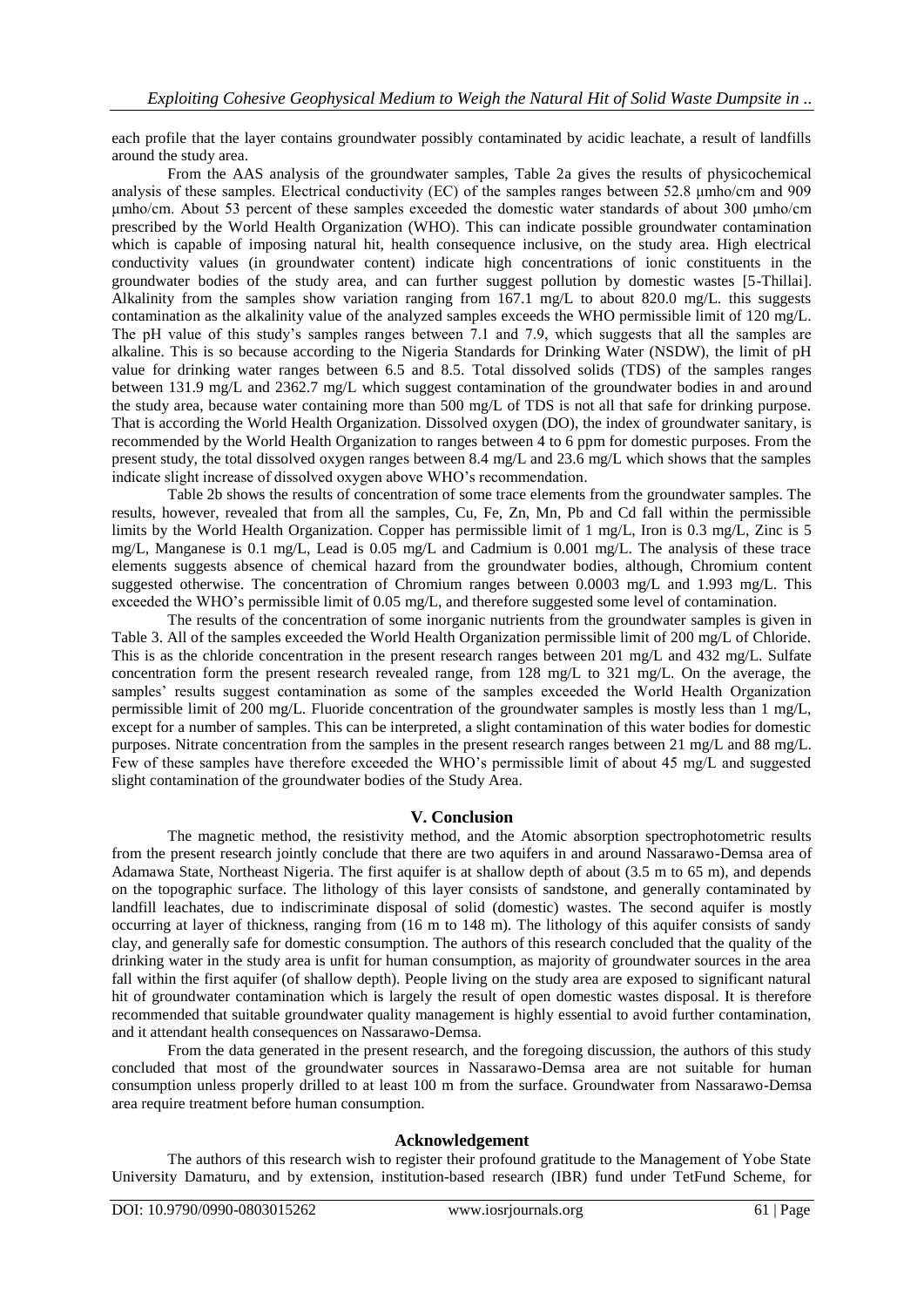each profile that the layer contains groundwater possibly contaminated by acidic leachate, a result of landfills around the study area.

From the AAS analysis of the groundwater samples, Table 2a gives the results of physicochemical analysis of these samples. Electrical conductivity (EC) of the samples ranges between 52.8 μmho/cm and 909 μmho/cm. About 53 percent of these samples exceeded the domestic water standards of about 300 μmho/cm prescribed by the World Health Organization (WHO). This can indicate possible groundwater contamination which is capable of imposing natural hit, health consequence inclusive, on the study area. High electrical conductivity values (in groundwater content) indicate high concentrations of ionic constituents in the groundwater bodies of the study area, and can further suggest pollution by domestic wastes [5-Thillai]. Alkalinity from the samples show variation ranging from 167.1 mg/L to about 820.0 mg/L. this suggests contamination as the alkalinity value of the analyzed samples exceeds the WHO permissible limit of 120 mg/L. The pH value of this study's samples ranges between 7.1 and 7.9, which suggests that all the samples are alkaline. This is so because according to the Nigeria Standards for Drinking Water (NSDW), the limit of pH value for drinking water ranges between 6.5 and 8.5. Total dissolved solids (TDS) of the samples ranges between 131.9 mg/L and 2362.7 mg/L which suggest contamination of the groundwater bodies in and around the study area, because water containing more than 500 mg/L of TDS is not all that safe for drinking purpose. That is according the World Health Organization. Dissolved oxygen (DO), the index of groundwater sanitary, is recommended by the World Health Organization to ranges between 4 to 6 ppm for domestic purposes. From the present study, the total dissolved oxygen ranges between 8.4 mg/L and 23.6 mg/L which shows that the samples indicate slight increase of dissolved oxygen above WHO's recommendation.

Table 2b shows the results of concentration of some trace elements from the groundwater samples. The results, however, revealed that from all the samples, Cu, Fe, Zn, Mn, Pb and Cd fall within the permissible limits by the World Health Organization. Copper has permissible limit of 1 mg/L, Iron is 0.3 mg/L, Zinc is 5 mg/L, Manganese is 0.1 mg/L, Lead is 0.05 mg/L and Cadmium is 0.001 mg/L. The analysis of these trace elements suggests absence of chemical hazard from the groundwater bodies, although, Chromium content suggested otherwise. The concentration of Chromium ranges between 0.0003 mg/L and 1.993 mg/L. This exceeded the WHO's permissible limit of 0.05 mg/L, and therefore suggested some level of contamination.

The results of the concentration of some inorganic nutrients from the groundwater samples is given in Table 3. All of the samples exceeded the World Health Organization permissible limit of 200 mg/L of Chloride. This is as the chloride concentration in the present research ranges between 201 mg/L and 432 mg/L. Sulfate concentration form the present research revealed range, from 128 mg/L to 321 mg/L. On the average, the samples' results suggest contamination as some of the samples exceeded the World Health Organization permissible limit of 200 mg/L. Fluoride concentration of the groundwater samples is mostly less than 1 mg/L, except for a number of samples. This can be interpreted, a slight contamination of this water bodies for domestic purposes. Nitrate concentration from the samples in the present research ranges between 21 mg/L and 88 mg/L. Few of these samples have therefore exceeded the WHO's permissible limit of about 45 mg/L and suggested slight contamination of the groundwater bodies of the Study Area.

## V. Conclusion

The magnetic method, the resistivity method, and the Atomic absorption spectrophotometric results from the present research jointly conclude that there are two aquifers in and around Nassarawo-Demsa area of Adamawa State, Northeast Nigeria. The first aquifer is at shallow depth of about (3.5 m to 65 m), and depends on the topographic surface. The lithology of this layer consists of sandstone, and generally contaminated by landfill leachates, due to indiscriminate disposal of solid (domestic) wastes. The second aquifer is mostly occurring at layer of thickness, ranging from (16 m to 148 m). The lithology of this aquifer consists of sandy clay, and generally safe for domestic consumption. The authors of this research concluded that the quality of the drinking water in the study area is unfit for human consumption, as majority of groundwater sources in the area fall within the first aquifer (of shallow depth). People living on the study area are exposed to significant natural hit of groundwater contamination which is largely the result of open domestic wastes disposal. It is therefore recommended that suitable groundwater quality management is highly essential to avoid further contamination, and it attendant health consequences on Nassarawo-Demsa.

From the data generated in the present research, and the foregoing discussion, the authors of this study concluded that most of the groundwater sources in Nassarawo-Demsa area are not suitable for human consumption unless properly drilled to at least 100 m from the surface. Groundwater from Nassarawo-Demsa area require treatment before human consumption.

## Acknowledgement

The authors of this research wish to register their profound gratitude to the Management of Yobe State University Damaturu, and by extension, institution-based research (IBR) fund under TetFund Scheme, for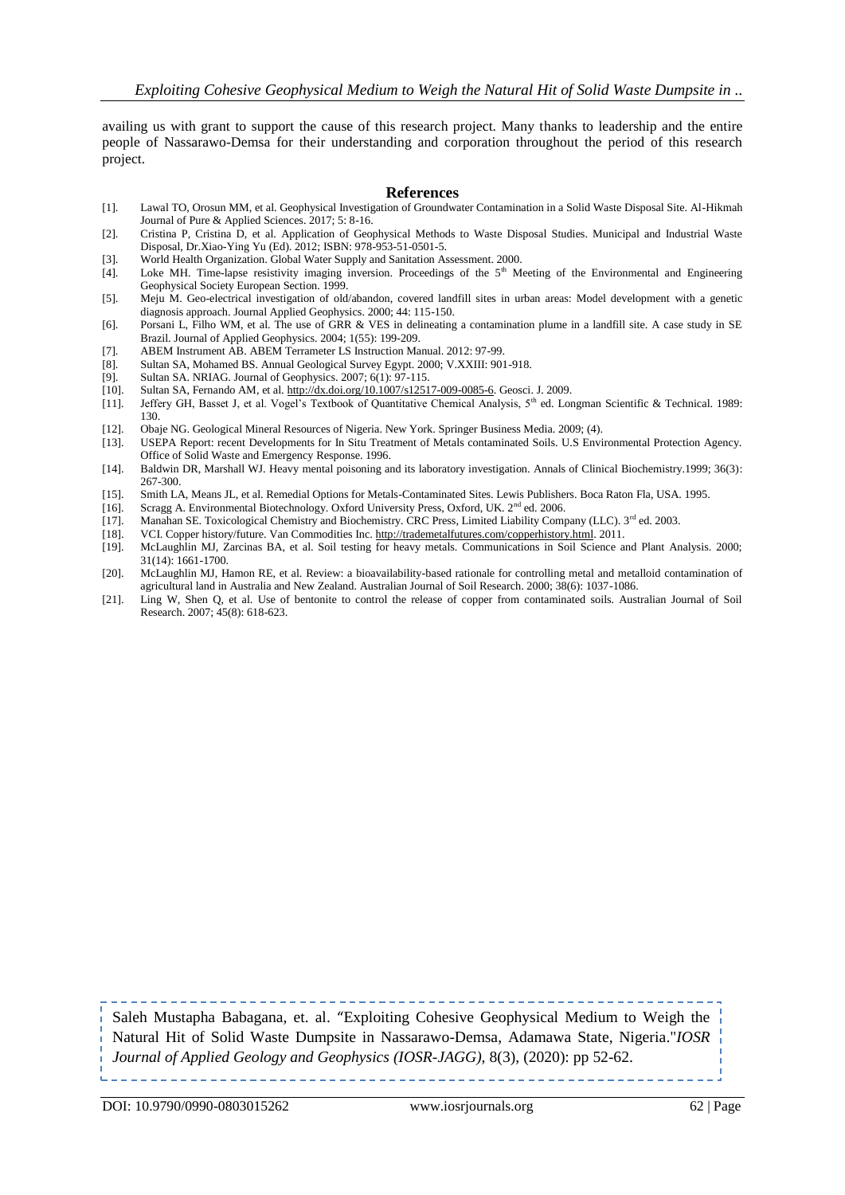availing us with grant to support the cause of this research project. Many thanks to leadership and the entire people of Nassarawo-Demsa for their understanding and corporation throughout the period of this research project.

## References

[1]. Lawal TO, Orosun MM, et al. Geophysical Investigation of Groundwater Contamination in a Solid Waste Disposal Site. Al-Hikmah Journal of Pure & Applied Sciences. 2017; 5: 8-16.

[2]. Cristina P, Cristina D, et al. Application of Geophysical Methods to Waste Disposal Studies. Municipal and Industrial Waste Disposal, Dr.Xiao-Ying Yu (Ed). 2012; ISBN: 978-953-51-0501-5.

[3]. World Health Organization. Global Water Supply and Sanitation Assessment. 2000.

[4]. Loke MH. Time-lapse resistivity imaging inversion. Proceedings of the 5th Meeting of the Environmental and Engineering Geophysical Society European Section. 1999.

[5]. Meju M. Geo-electrical investigation of old/abandon, covered landfill sites in urban areas: Model development with a genetic diagnosis approach. Journal Applied Geophysics. 2000; 44: 115-150.

[6]. Porsani L, Filho WM, et al. The use of GRR & VES in delineating a contamination plume in a landfill site. A case study in SE Brazil. Journal of Applied Geophysics. 2004; 1(55): 199-209.

[7]. ABEM Instrument AB. ABEM Terrameter LS Instruction Manual. 2012: 97-99.

[8]. Sultan SA, Mohamed BS. Annual Geological Survey Egypt. 2000; V.XXIII: 901-918.

[9]. Sultan SA. NRIAG. Journal of Geophysics. 2007; 6(1): 97-115.

[10]. Sultan SA, Fernando AM, et al. http://dx.doi.org/10.1007/s12517-009-0085-6. Geosci. J. 2009.

[11]. Jeffery GH, Basset J, et al. Vogel's Textbook of Quantitative Chemical Analysis, 5th ed. Longman Scientific & Technical. 1989: 130.

[12]. Obaje NG. Geological Mineral Resources of Nigeria. New York. Springer Business Media. 2009; (4).

[13]. USEPA Report: recent Developments for In Situ Treatment of Metals contaminated Soils. U.S Environmental Protection Agency. Office of Solid Waste and Emergency Response. 1996.

[14]. Baldwin DR, Marshall WJ. Heavy mental poisoning and its laboratory investigation. Annals of Clinical Biochemistry.1999; 36(3): 267-300.

[15]. Smith LA, Means JL, et al. Remedial Options for Metals-Contaminated Sites. Lewis Publishers. Boca Raton Fla, USA. 1995.

[16]. Scragg A. Environmental Biotechnology. Oxford University Press, Oxford, UK. 2nd ed. 2006.

[17]. Manahan SE. Toxicological Chemistry and Biochemistry. CRC Press, Limited Liability Company (LLC). 3rd ed. 2003.

[18]. VCI. Copper history/future. Van Commodities Inc. http://trademetalfutures.com/copperhistory.html. 2011.

[19]. McLaughlin MJ, Zarcinas BA, et al. Soil testing for heavy metals. Communications in Soil Science and Plant Analysis. 2000; 31(14): 1661-1700.

[20]. McLaughlin MJ, Hamon RE, et al. Review: a bioavailability-based rationale for controlling metal and metalloid contamination of agricultural land in Australia and New Zealand. Australian Journal of Soil Research. 2000; 38(6): 1037-1086.

[21]. Ling W, Shen Q, et al. Use of bentonite to control the release of copper from contaminated soils. Australian Journal of Soil Research. 2007; 45(8): 618-623.

Saleh Mustapha Babagana, et. al. "Exploiting Cohesive Geophysical Medium to Weigh the Natural Hit of Solid Waste Dumpsite in Nassarawo-Demsa, Adamawa State, Nigeria."*IOSR Journal of Applied Geology and Geophysics (IOSR-JAGG),* 8(3), (2020): pp 52-62.